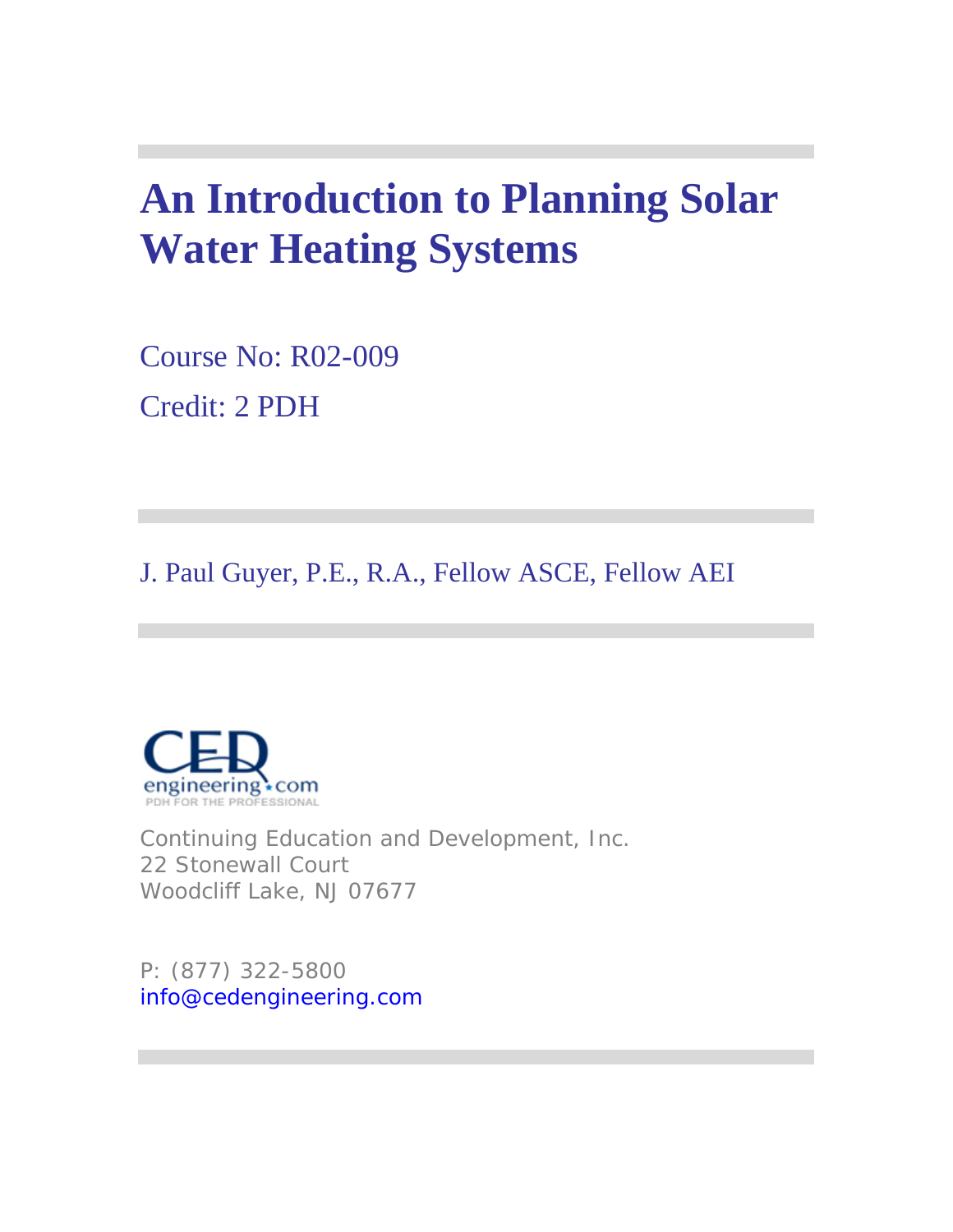# An Introduction to Planning Solar Water Heating Systems

Course No: R02-009

Credit: 2 PDH

J. Paul Guyer, P.E., R.A., Fellow ASCE, Fellow AEI

Continuing Education and Development, Inc.
22 Stonewall Court
Woodcliff Lake, NJ 07677

P: (877) 322-5800
info@cedengineering.com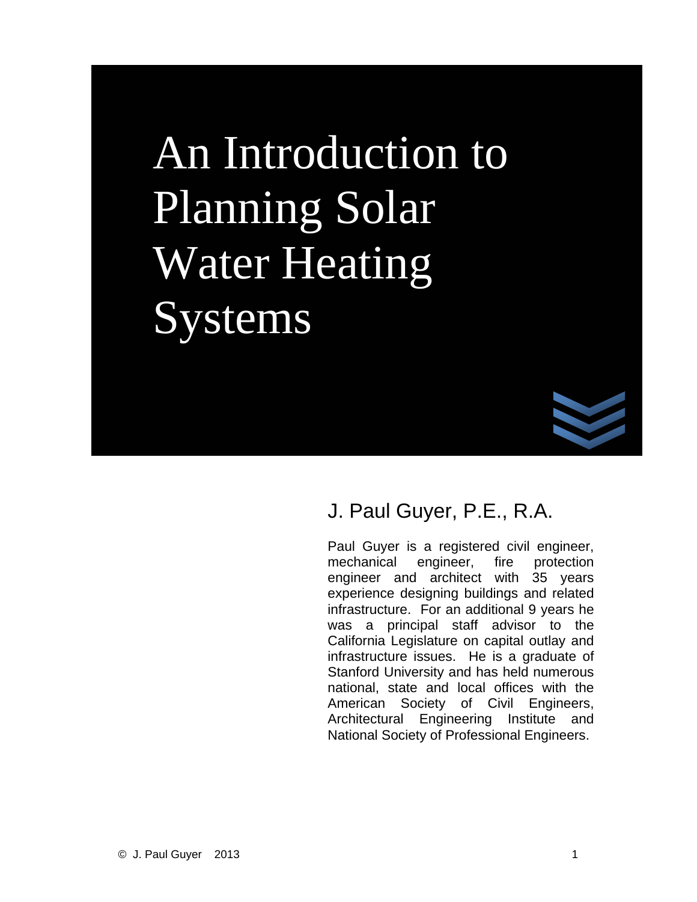# An Introduction to Planning Solar Water Heating Systems

## J. Paul Guyer, P.E., R.A.

Paul Guyer is a registered civil engineer, mechanical engineer, fire protection engineer and architect with 35 years experience designing buildings and related infrastructure. For an additional 9 years he was a principal staff advisor to the California Legislature on capital outlay and infrastructure issues. He is a graduate of Stanford University and has held numerous national, state and local offices with the American Society of Civil Engineers, Architectural Engineering Institute and National Society of Professional Engineers.

© J. Paul Guyer 2013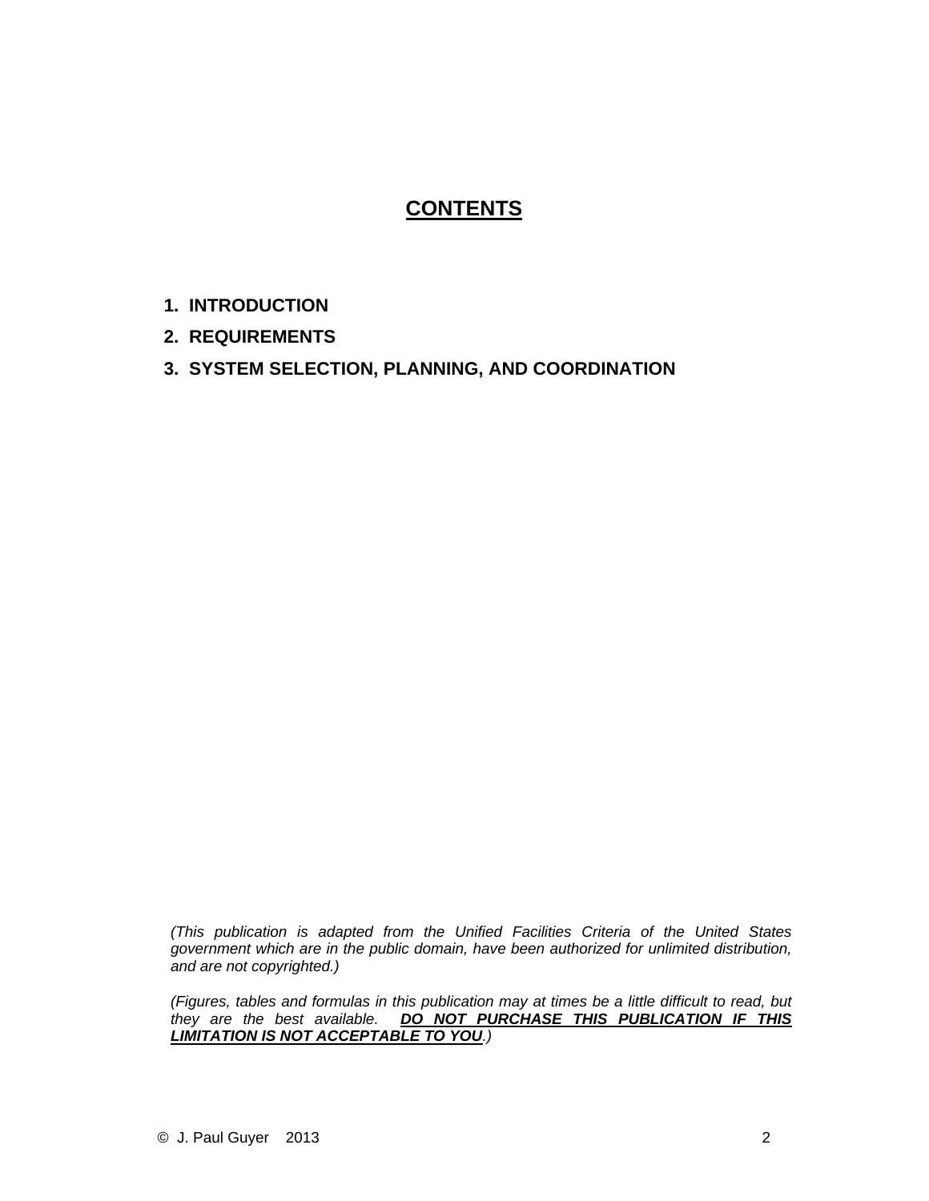# CONTENTS

1. **INTRODUCTION**
2. **REQUIREMENTS**
3. **SYSTEM SELECTION, PLANNING, AND COORDINATION**

*(This publication is adapted from the Unified Facilities Criteria of the United States government which are in the public domain, have been authorized for unlimited distribution, and are not copyrighted.)*

*(Figures, tables and formulas in this publication may at times be a little difficult to read, but they are the best available.* ***DO NOT PURCHASE THIS PUBLICATION IF THIS LIMITATION IS NOT ACCEPTABLE TO YOU****.)*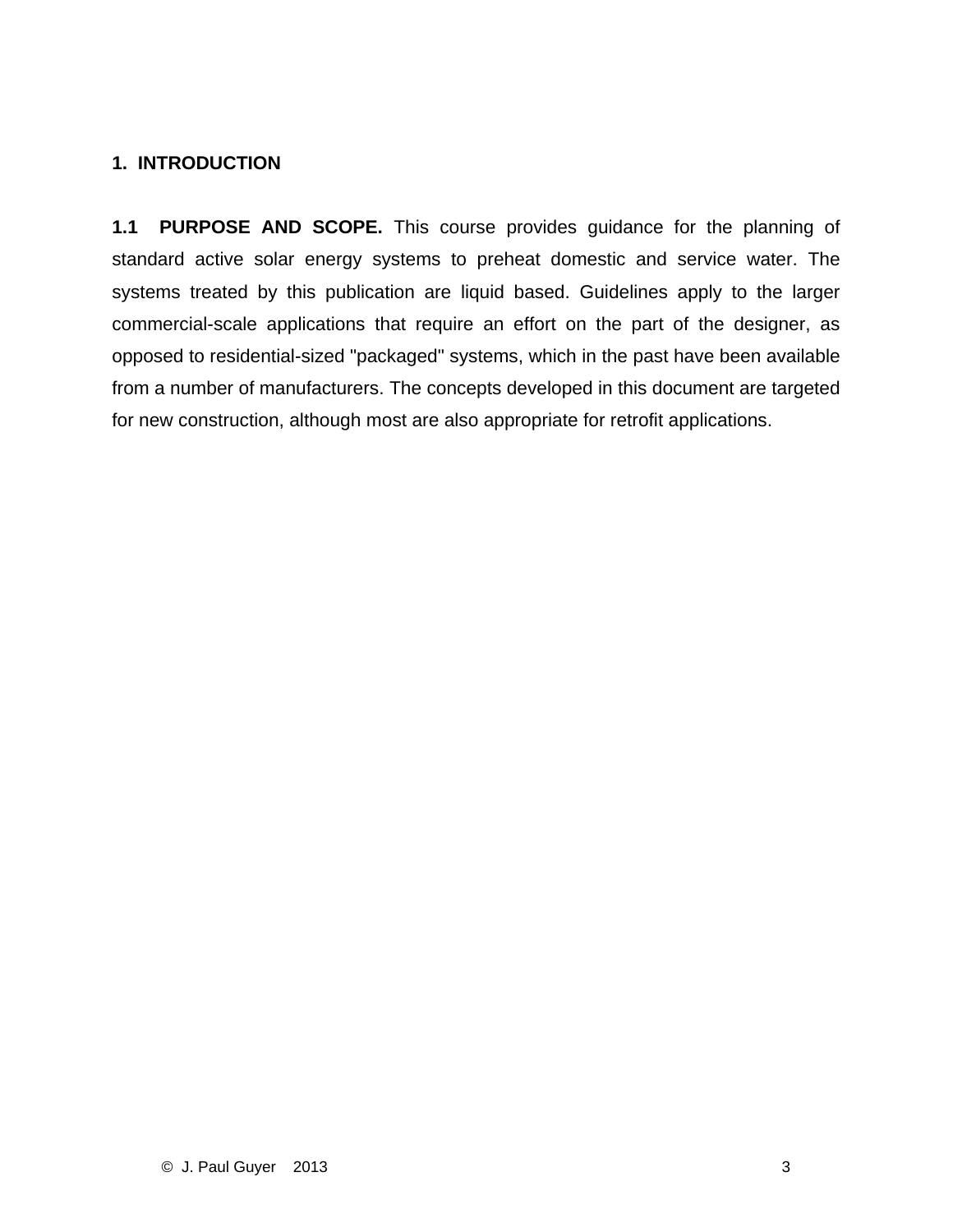# 1. INTRODUCTION

**1.1 PURPOSE AND SCOPE.** This course provides guidance for the planning of standard active solar energy systems to preheat domestic and service water. The systems treated by this publication are liquid based. Guidelines apply to the larger commercial-scale applications that require an effort on the part of the designer, as opposed to residential-sized "packaged" systems, which in the past have been available from a number of manufacturers. The concepts developed in this document are targeted for new construction, although most are also appropriate for retrofit applications.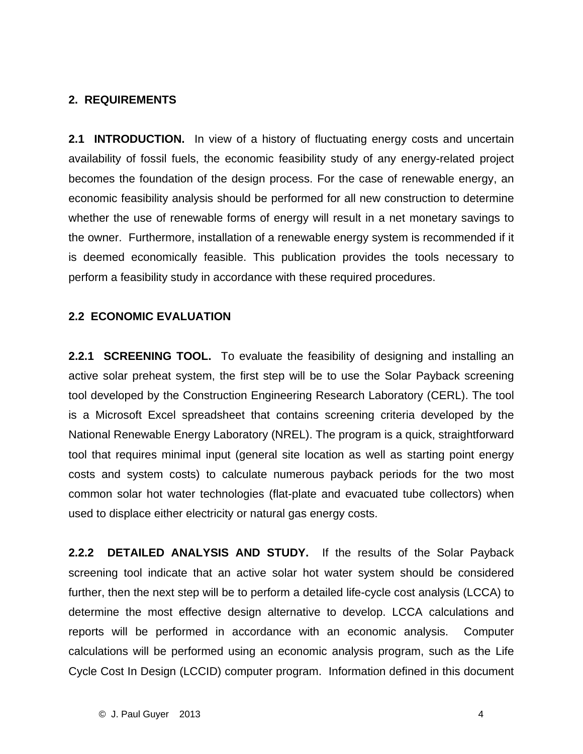## 2. REQUIREMENTS

**2.1 INTRODUCTION.** In view of a history of fluctuating energy costs and uncertain availability of fossil fuels, the economic feasibility study of any energy-related project becomes the foundation of the design process. For the case of renewable energy, an economic feasibility analysis should be performed for all new construction to determine whether the use of renewable forms of energy will result in a net monetary savings to the owner. Furthermore, installation of a renewable energy system is recommended if it is deemed economically feasible. This publication provides the tools necessary to perform a feasibility study in accordance with these required procedures.

### 2.2 ECONOMIC EVALUATION

**2.2.1 SCREENING TOOL.** To evaluate the feasibility of designing and installing an active solar preheat system, the first step will be to use the Solar Payback screening tool developed by the Construction Engineering Research Laboratory (CERL). The tool is a Microsoft Excel spreadsheet that contains screening criteria developed by the National Renewable Energy Laboratory (NREL). The program is a quick, straightforward tool that requires minimal input (general site location as well as starting point energy costs and system costs) to calculate numerous payback periods for the two most common solar hot water technologies (flat-plate and evacuated tube collectors) when used to displace either electricity or natural gas energy costs.

**2.2.2 DETAILED ANALYSIS AND STUDY.** If the results of the Solar Payback screening tool indicate that an active solar hot water system should be considered further, then the next step will be to perform a detailed life-cycle cost analysis (LCCA) to determine the most effective design alternative to develop. LCCA calculations and reports will be performed in accordance with an economic analysis. Computer calculations will be performed using an economic analysis program, such as the Life Cycle Cost In Design (LCCID) computer program. Information defined in this document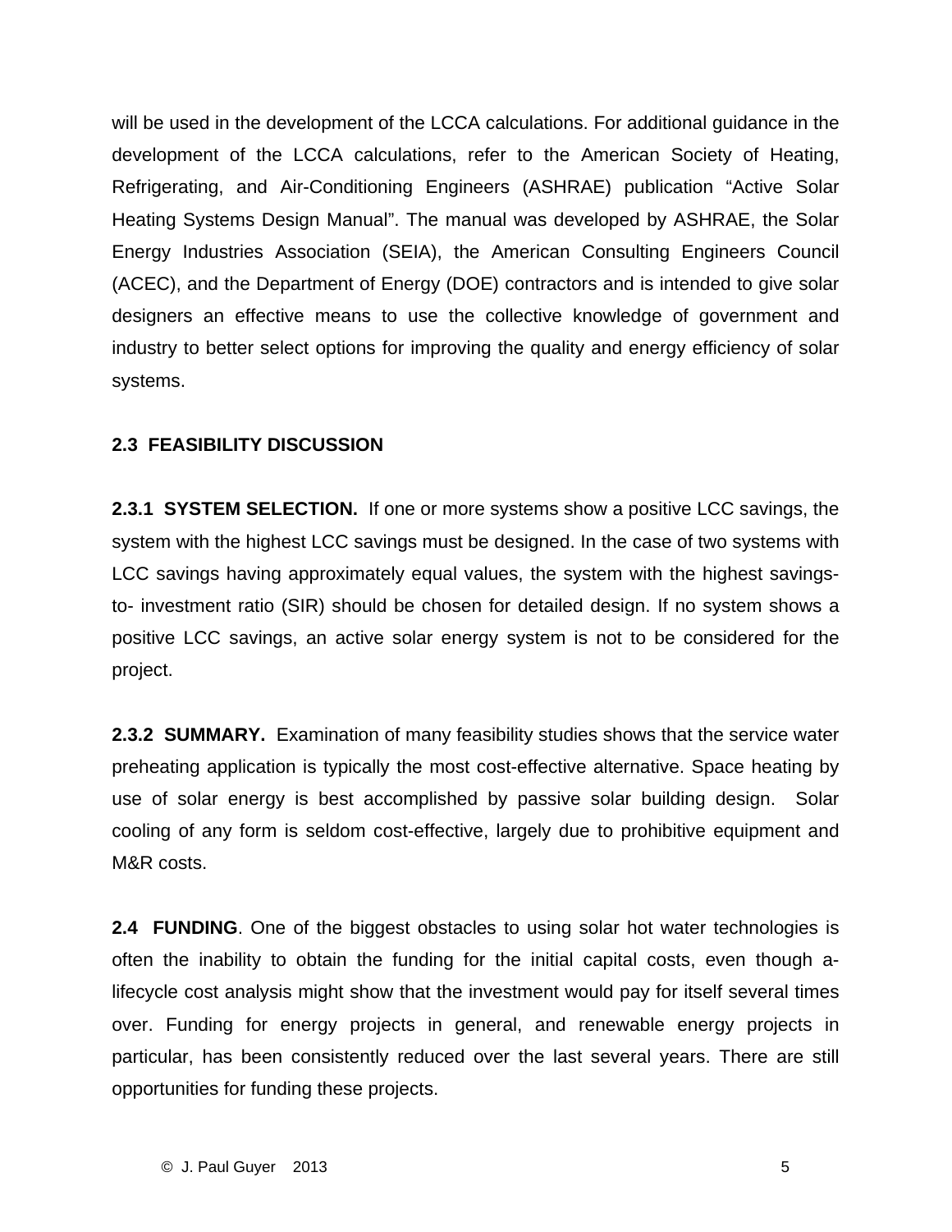will be used in the development of the LCCA calculations. For additional guidance in the development of the LCCA calculations, refer to the American Society of Heating, Refrigerating, and Air-Conditioning Engineers (ASHRAE) publication "Active Solar Heating Systems Design Manual". The manual was developed by ASHRAE, the Solar Energy Industries Association (SEIA), the American Consulting Engineers Council (ACEC), and the Department of Energy (DOE) contractors and is intended to give solar designers an effective means to use the collective knowledge of government and industry to better select options for improving the quality and energy efficiency of solar systems.

## 2.3 FEASIBILITY DISCUSSION

**2.3.1 SYSTEM SELECTION.** If one or more systems show a positive LCC savings, the system with the highest LCC savings must be designed. In the case of two systems with LCC savings having approximately equal values, the system with the highest savings-to- investment ratio (SIR) should be chosen for detailed design. If no system shows a positive LCC savings, an active solar energy system is not to be considered for the project.

**2.3.2 SUMMARY.** Examination of many feasibility studies shows that the service water preheating application is typically the most cost-effective alternative. Space heating by use of solar energy is best accomplished by passive solar building design. Solar cooling of any form is seldom cost-effective, largely due to prohibitive equipment and M&R costs.

**2.4 FUNDING**. One of the biggest obstacles to using solar hot water technologies is often the inability to obtain the funding for the initial capital costs, even though a-lifecycle cost analysis might show that the investment would pay for itself several times over. Funding for energy projects in general, and renewable energy projects in particular, has been consistently reduced over the last several years. There are still opportunities for funding these projects.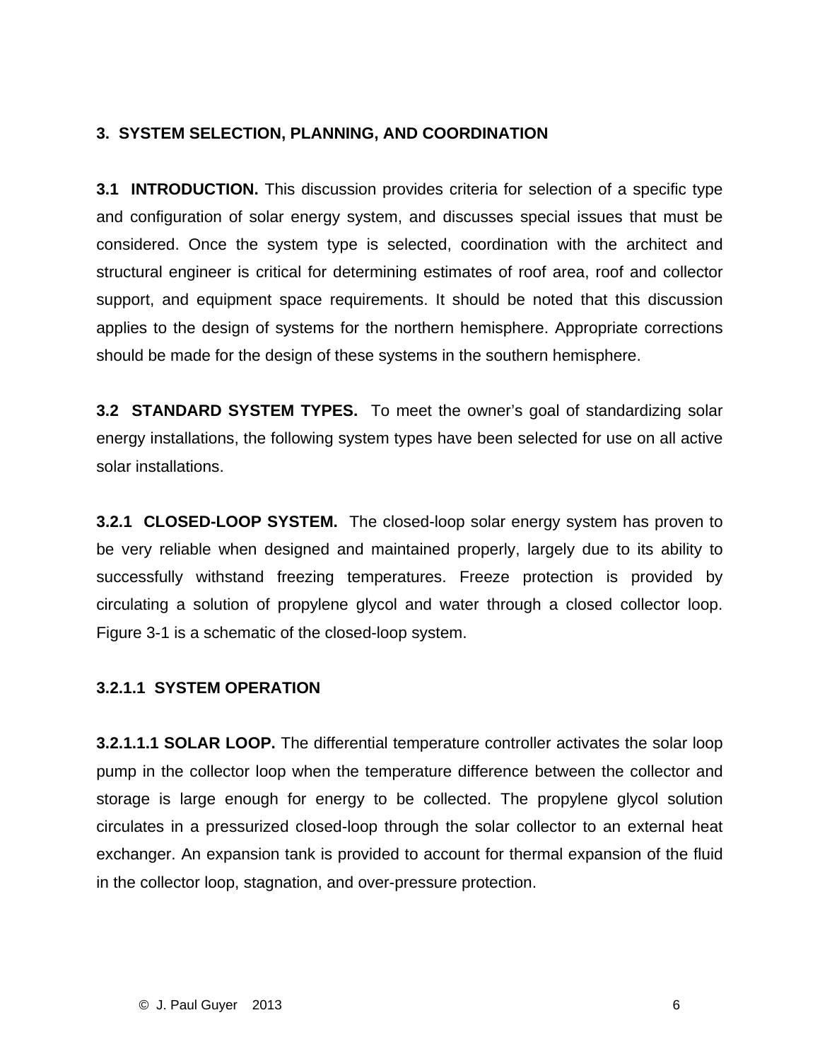# 3. SYSTEM SELECTION, PLANNING, AND COORDINATION

**3.1 INTRODUCTION.** This discussion provides criteria for selection of a specific type and configuration of solar energy system, and discusses special issues that must be considered. Once the system type is selected, coordination with the architect and structural engineer is critical for determining estimates of roof area, roof and collector support, and equipment space requirements. It should be noted that this discussion applies to the design of systems for the northern hemisphere. Appropriate corrections should be made for the design of these systems in the southern hemisphere.

**3.2 STANDARD SYSTEM TYPES.** To meet the owner's goal of standardizing solar energy installations, the following system types have been selected for use on all active solar installations.

**3.2.1 CLOSED-LOOP SYSTEM.** The closed-loop solar energy system has proven to be very reliable when designed and maintained properly, largely due to its ability to successfully withstand freezing temperatures. Freeze protection is provided by circulating a solution of propylene glycol and water through a closed collector loop. Figure 3-1 is a schematic of the closed-loop system.

**3.2.1.1 SYSTEM OPERATION**

**3.2.1.1.1 SOLAR LOOP.** The differential temperature controller activates the solar loop pump in the collector loop when the temperature difference between the collector and storage is large enough for energy to be collected. The propylene glycol solution circulates in a pressurized closed-loop through the solar collector to an external heat exchanger. An expansion tank is provided to account for thermal expansion of the fluid in the collector loop, stagnation, and over-pressure protection.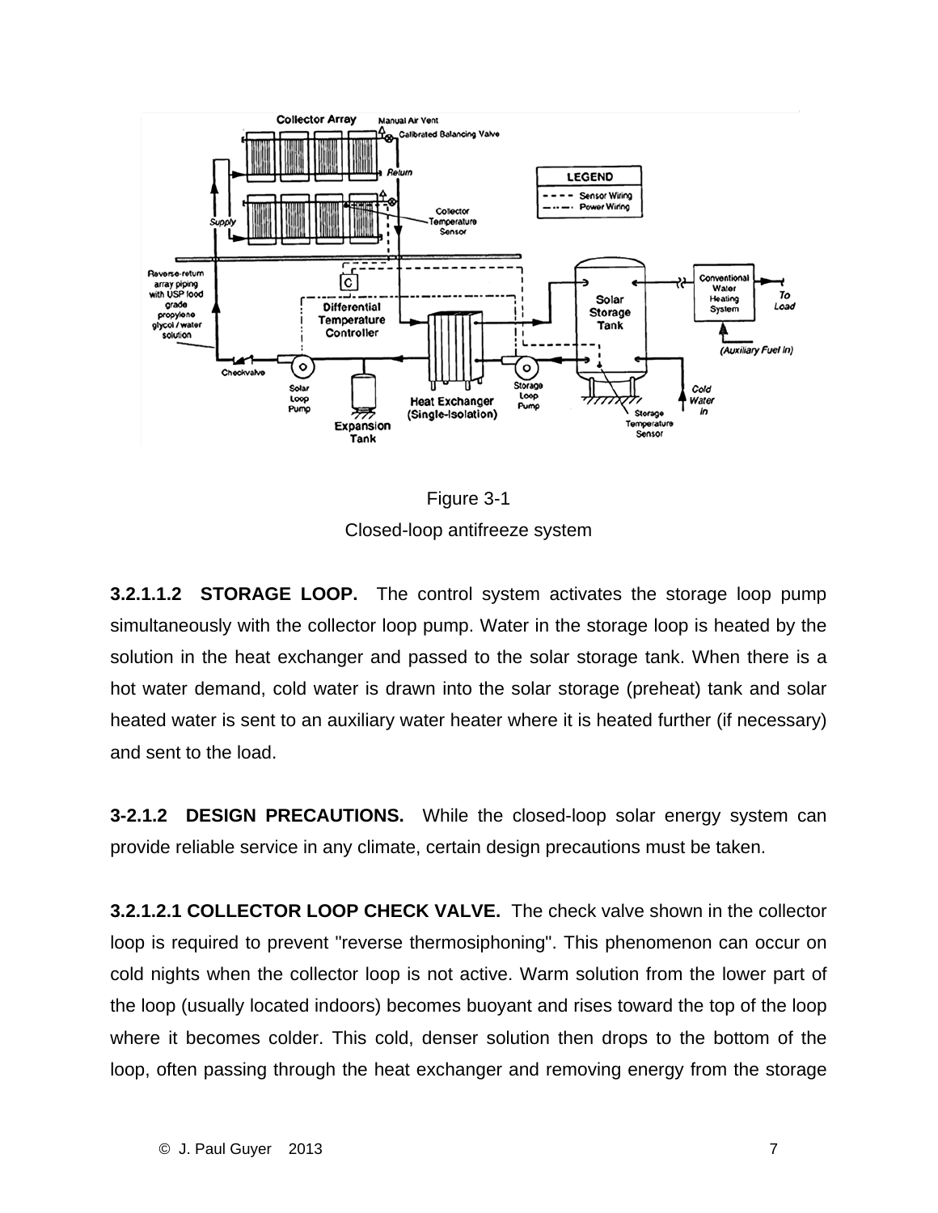Figure 3-1

Closed-loop antifreeze system

**3.2.1.1.2 STORAGE LOOP.** The control system activates the storage loop pump simultaneously with the collector loop pump. Water in the storage loop is heated by the solution in the heat exchanger and passed to the solar storage tank. When there is a hot water demand, cold water is drawn into the solar storage (preheat) tank and solar heated water is sent to an auxiliary water heater where it is heated further (if necessary) and sent to the load.

**3-2.1.2 DESIGN PRECAUTIONS.** While the closed-loop solar energy system can provide reliable service in any climate, certain design precautions must be taken.

**3.2.1.2.1 COLLECTOR LOOP CHECK VALVE.** The check valve shown in the collector loop is required to prevent "reverse thermosiphoning". This phenomenon can occur on cold nights when the collector loop is not active. Warm solution from the lower part of the loop (usually located indoors) becomes buoyant and rises toward the top of the loop where it becomes colder. This cold, denser solution then drops to the bottom of the loop, often passing through the heat exchanger and removing energy from the storage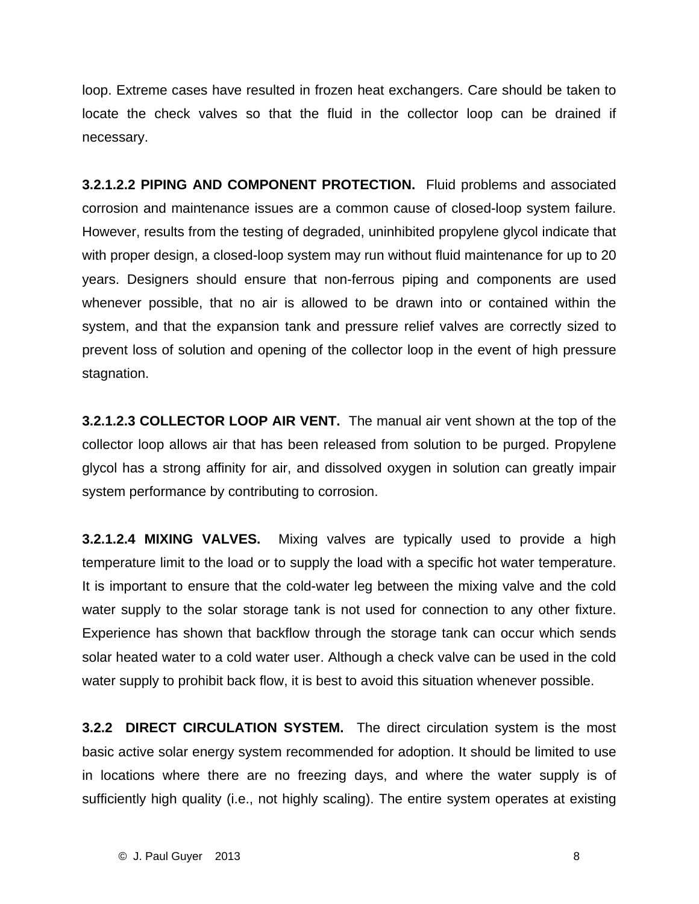loop. Extreme cases have resulted in frozen heat exchangers. Care should be taken to locate the check valves so that the fluid in the collector loop can be drained if necessary.

**3.2.1.2.2 PIPING AND COMPONENT PROTECTION.** Fluid problems and associated corrosion and maintenance issues are a common cause of closed-loop system failure. However, results from the testing of degraded, uninhibited propylene glycol indicate that with proper design, a closed-loop system may run without fluid maintenance for up to 20 years. Designers should ensure that non-ferrous piping and components are used whenever possible, that no air is allowed to be drawn into or contained within the system, and that the expansion tank and pressure relief valves are correctly sized to prevent loss of solution and opening of the collector loop in the event of high pressure stagnation.

**3.2.1.2.3 COLLECTOR LOOP AIR VENT.** The manual air vent shown at the top of the collector loop allows air that has been released from solution to be purged. Propylene glycol has a strong affinity for air, and dissolved oxygen in solution can greatly impair system performance by contributing to corrosion.

**3.2.1.2.4 MIXING VALVES.** Mixing valves are typically used to provide a high temperature limit to the load or to supply the load with a specific hot water temperature. It is important to ensure that the cold-water leg between the mixing valve and the cold water supply to the solar storage tank is not used for connection to any other fixture. Experience has shown that backflow through the storage tank can occur which sends solar heated water to a cold water user. Although a check valve can be used in the cold water supply to prohibit back flow, it is best to avoid this situation whenever possible.

**3.2.2 DIRECT CIRCULATION SYSTEM.** The direct circulation system is the most basic active solar energy system recommended for adoption. It should be limited to use in locations where there are no freezing days, and where the water supply is of sufficiently high quality (i.e., not highly scaling). The entire system operates at existing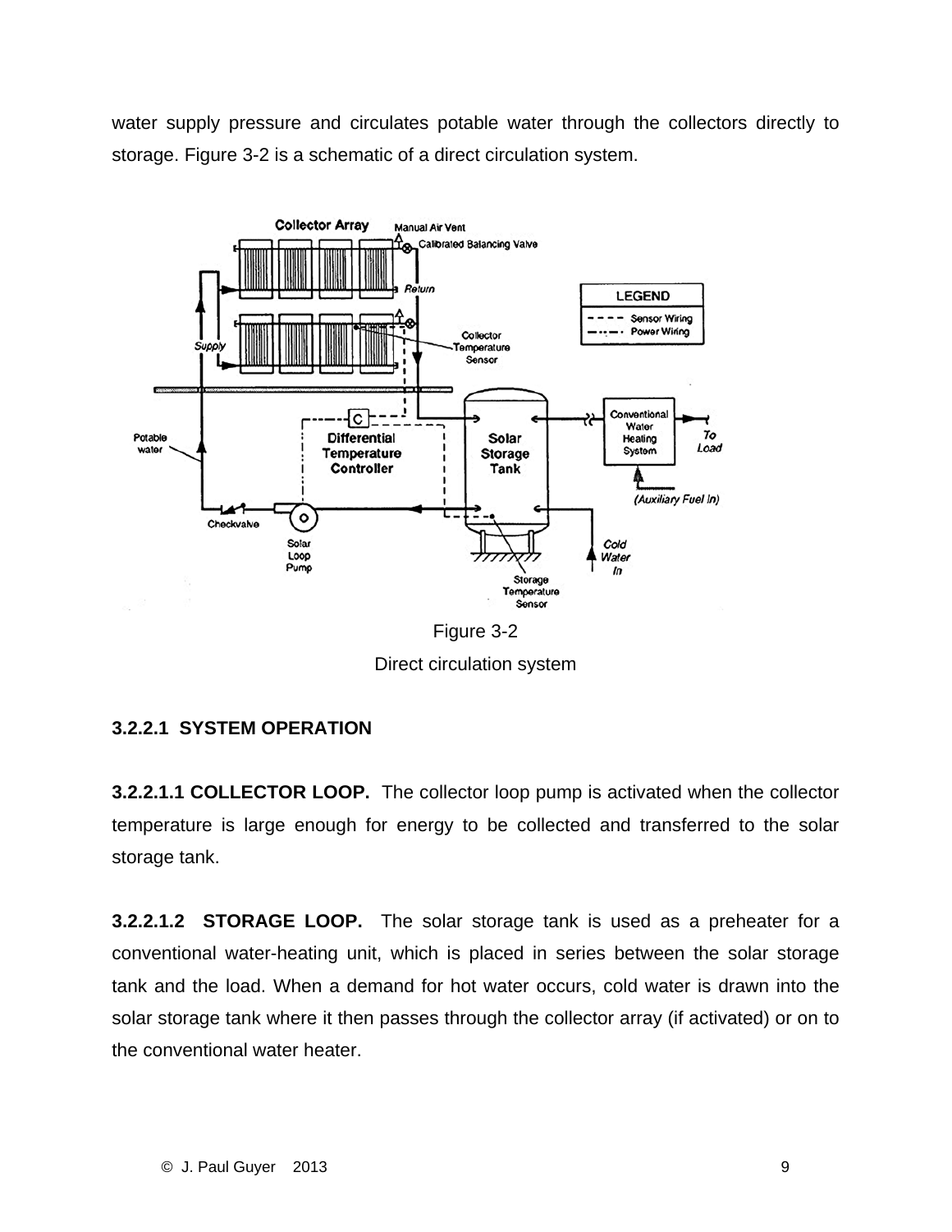water supply pressure and circulates potable water through the collectors directly to storage. Figure 3-2 is a schematic of a direct circulation system.

Figure 3-2

Direct circulation system

**3.2.2.1 SYSTEM OPERATION**

**3.2.2.1.1 COLLECTOR LOOP.** The collector loop pump is activated when the collector temperature is large enough for energy to be collected and transferred to the solar storage tank.

**3.2.2.1.2 STORAGE LOOP.** The solar storage tank is used as a preheater for a conventional water-heating unit, which is placed in series between the solar storage tank and the load. When a demand for hot water occurs, cold water is drawn into the solar storage tank where it then passes through the collector array (if activated) or on to the conventional water heater.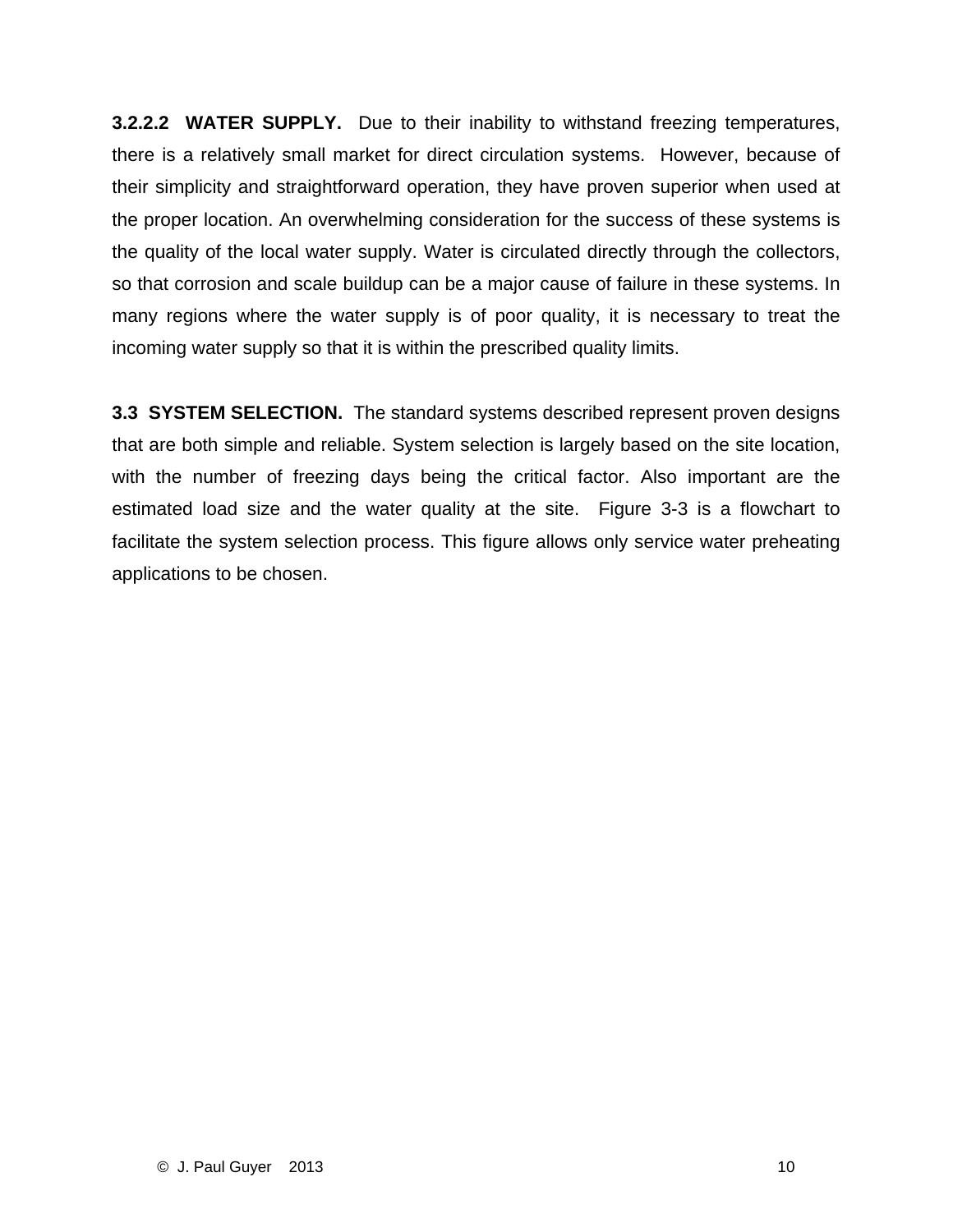**3.2.2.2 WATER SUPPLY.** Due to their inability to withstand freezing temperatures, there is a relatively small market for direct circulation systems. However, because of their simplicity and straightforward operation, they have proven superior when used at the proper location. An overwhelming consideration for the success of these systems is the quality of the local water supply. Water is circulated directly through the collectors, so that corrosion and scale buildup can be a major cause of failure in these systems. In many regions where the water supply is of poor quality, it is necessary to treat the incoming water supply so that it is within the prescribed quality limits.

**3.3 SYSTEM SELECTION.** The standard systems described represent proven designs that are both simple and reliable. System selection is largely based on the site location, with the number of freezing days being the critical factor. Also important are the estimated load size and the water quality at the site. Figure 3-3 is a flowchart to facilitate the system selection process. This figure allows only service water preheating applications to be chosen.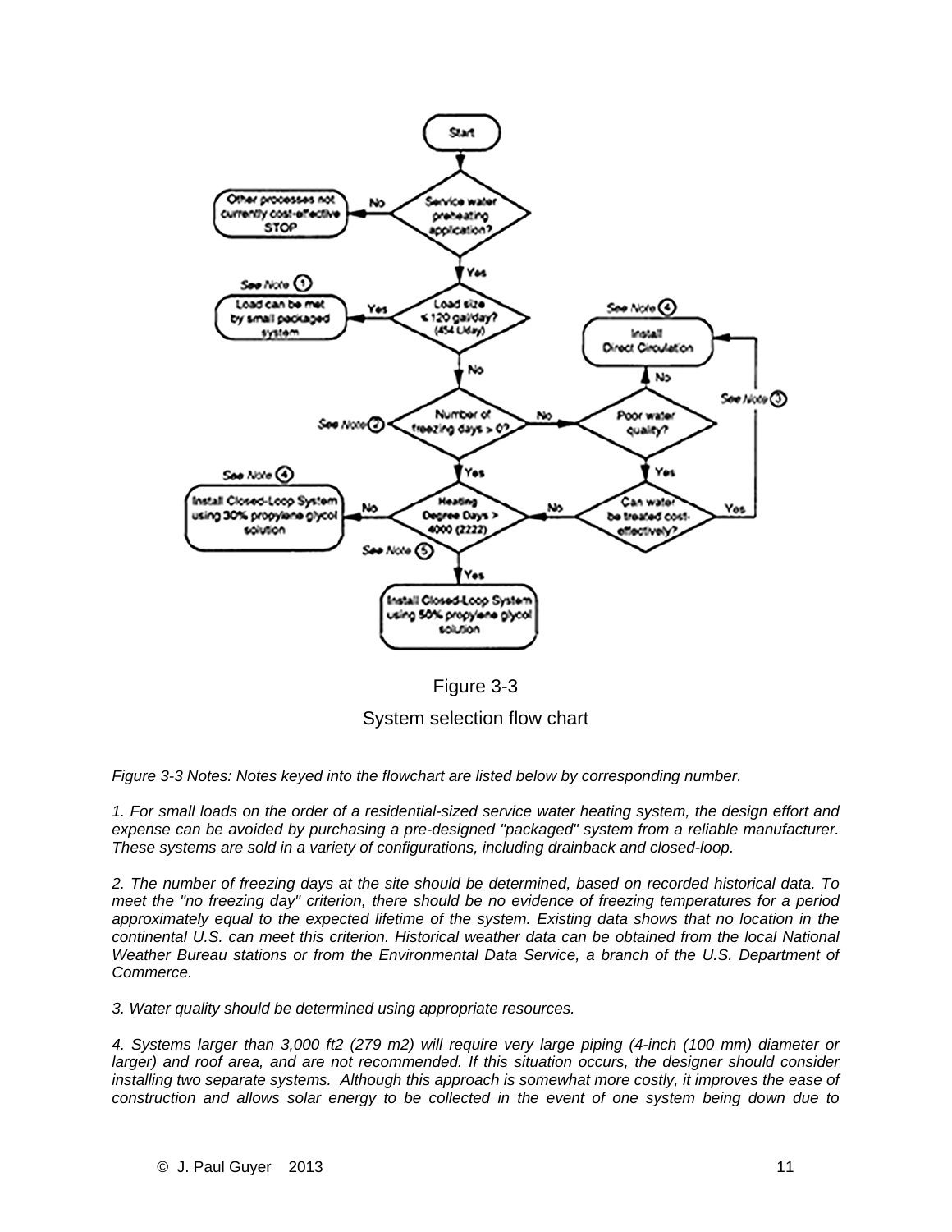Figure 3-3

System selection flow chart

*Figure 3-3 Notes: Notes keyed into the flowchart are listed below by corresponding number.*

*1. For small loads on the order of a residential-sized service water heating system, the design effort and expense can be avoided by purchasing a pre-designed "packaged" system from a reliable manufacturer. These systems are sold in a variety of configurations, including drainback and closed-loop.*

*2. The number of freezing days at the site should be determined, based on recorded historical data. To meet the "no freezing day" criterion, there should be no evidence of freezing temperatures for a period approximately equal to the expected lifetime of the system. Existing data shows that no location in the continental U.S. can meet this criterion. Historical weather data can be obtained from the local National Weather Bureau stations or from the Environmental Data Service, a branch of the U.S. Department of Commerce.*

*3. Water quality should be determined using appropriate resources.*

*4. Systems larger than 3,000 ft2 (279 m2) will require very large piping (4-inch (100 mm) diameter or larger) and roof area, and are not recommended. If this situation occurs, the designer should consider installing two separate systems. Although this approach is somewhat more costly, it improves the ease of construction and allows solar energy to be collected in the event of one system being down due to*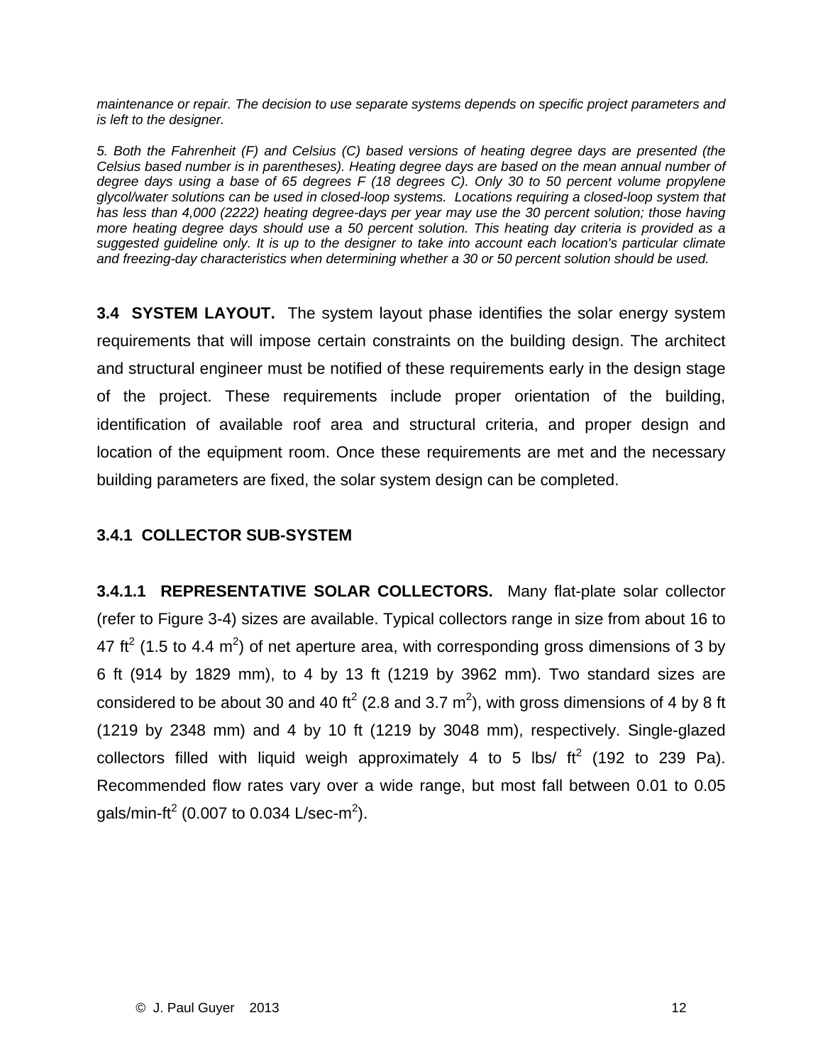*maintenance or repair. The decision to use separate systems depends on specific project parameters and is left to the designer.*

*5. Both the Fahrenheit (F) and Celsius (C) based versions of heating degree days are presented (the Celsius based number is in parentheses). Heating degree days are based on the mean annual number of degree days using a base of 65 degrees F (18 degrees C). Only 30 to 50 percent volume propylene glycol/water solutions can be used in closed-loop systems. Locations requiring a closed-loop system that has less than 4,000 (2222) heating degree-days per year may use the 30 percent solution; those having more heating degree days should use a 50 percent solution. This heating day criteria is provided as a suggested guideline only. It is up to the designer to take into account each location's particular climate and freezing-day characteristics when determining whether a 30 or 50 percent solution should be used.*

**3.4 SYSTEM LAYOUT.** The system layout phase identifies the solar energy system requirements that will impose certain constraints on the building design. The architect and structural engineer must be notified of these requirements early in the design stage of the project. These requirements include proper orientation of the building, identification of available roof area and structural criteria, and proper design and location of the equipment room. Once these requirements are met and the necessary building parameters are fixed, the solar system design can be completed.

### 3.4.1 COLLECTOR SUB-SYSTEM

**3.4.1.1 REPRESENTATIVE SOLAR COLLECTORS.** Many flat-plate solar collector (refer to Figure 3-4) sizes are available. Typical collectors range in size from about 16 to 47 ft$^2$ (1.5 to 4.4 m$^2$) of net aperture area, with corresponding gross dimensions of 3 by 6 ft (914 by 1829 mm), to 4 by 13 ft (1219 by 3962 mm). Two standard sizes are considered to be about 30 and 40 ft$^2$ (2.8 and 3.7 m$^2$), with gross dimensions of 4 by 8 ft (1219 by 2348 mm) and 4 by 10 ft (1219 by 3048 mm), respectively. Single-glazed collectors filled with liquid weigh approximately 4 to 5 lbs/ ft$^2$ (192 to 239 Pa). Recommended flow rates vary over a wide range, but most fall between 0.01 to 0.05 gals/min-ft$^2$ (0.007 to 0.034 L/sec-m$^2$).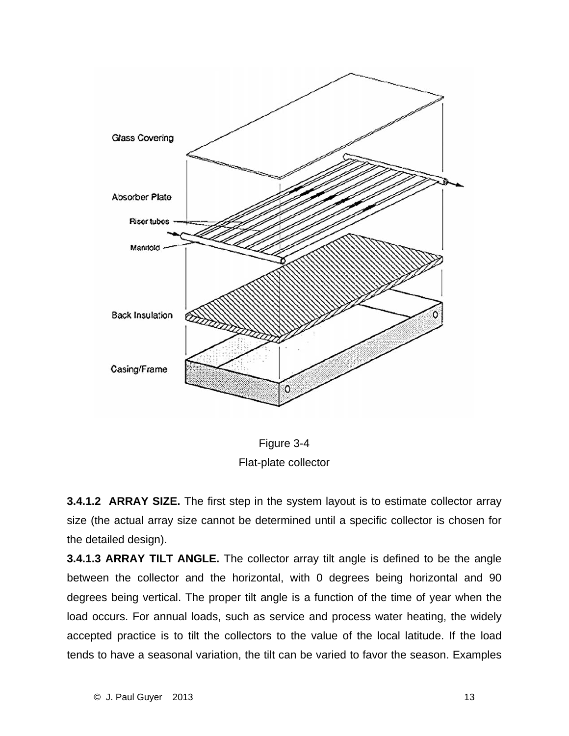Figure 3-4

Flat-plate collector

**3.4.1.2 ARRAY SIZE.** The first step in the system layout is to estimate collector array size (the actual array size cannot be determined until a specific collector is chosen for the detailed design).

**3.4.1.3 ARRAY TILT ANGLE.** The collector array tilt angle is defined to be the angle between the collector and the horizontal, with 0 degrees being horizontal and 90 degrees being vertical. The proper tilt angle is a function of the time of year when the load occurs. For annual loads, such as service and process water heating, the widely accepted practice is to tilt the collectors to the value of the local latitude. If the load tends to have a seasonal variation, the tilt can be varied to favor the season. Examples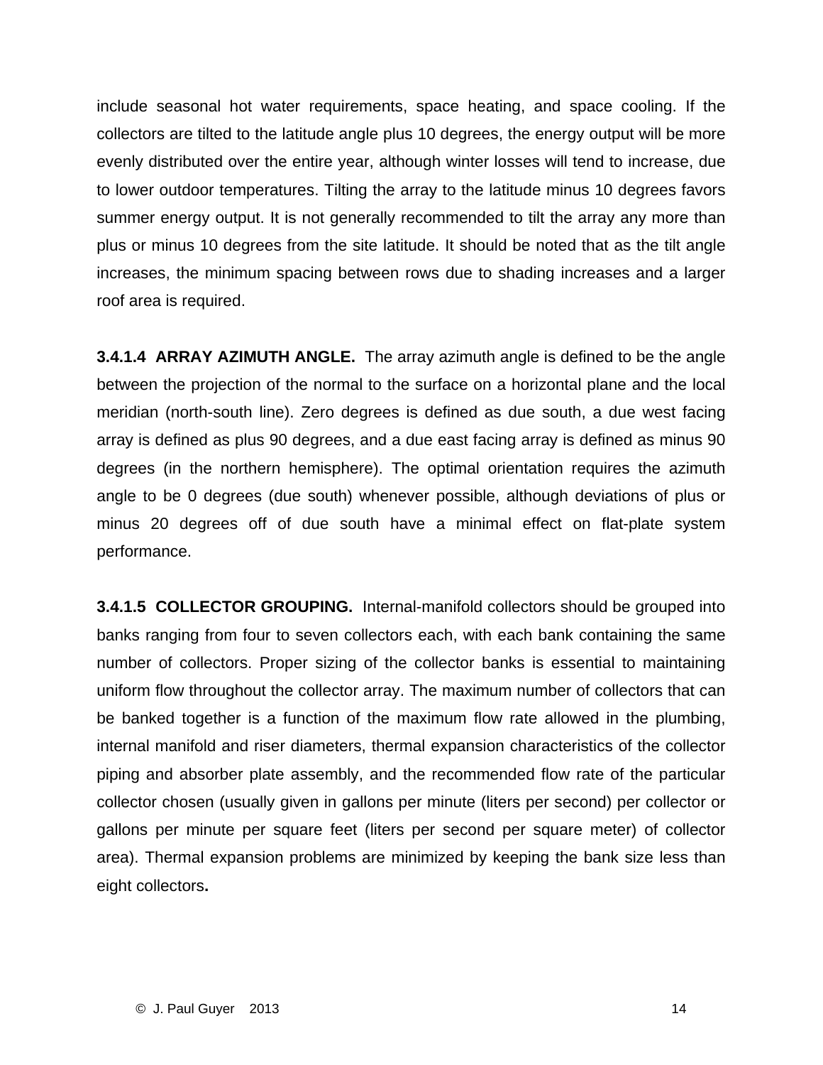include seasonal hot water requirements, space heating, and space cooling. If the collectors are tilted to the latitude angle plus 10 degrees, the energy output will be more evenly distributed over the entire year, although winter losses will tend to increase, due to lower outdoor temperatures. Tilting the array to the latitude minus 10 degrees favors summer energy output. It is not generally recommended to tilt the array any more than plus or minus 10 degrees from the site latitude. It should be noted that as the tilt angle increases, the minimum spacing between rows due to shading increases and a larger roof area is required.

**3.4.1.4 ARRAY AZIMUTH ANGLE.** The array azimuth angle is defined to be the angle between the projection of the normal to the surface on a horizontal plane and the local meridian (north-south line). Zero degrees is defined as due south, a due west facing array is defined as plus 90 degrees, and a due east facing array is defined as minus 90 degrees (in the northern hemisphere). The optimal orientation requires the azimuth angle to be 0 degrees (due south) whenever possible, although deviations of plus or minus 20 degrees off of due south have a minimal effect on flat-plate system performance.

**3.4.1.5 COLLECTOR GROUPING.** Internal-manifold collectors should be grouped into banks ranging from four to seven collectors each, with each bank containing the same number of collectors. Proper sizing of the collector banks is essential to maintaining uniform flow throughout the collector array. The maximum number of collectors that can be banked together is a function of the maximum flow rate allowed in the plumbing, internal manifold and riser diameters, thermal expansion characteristics of the collector piping and absorber plate assembly, and the recommended flow rate of the particular collector chosen (usually given in gallons per minute (liters per second) per collector or gallons per minute per square feet (liters per second per square meter) of collector area). Thermal expansion problems are minimized by keeping the bank size less than eight collectors.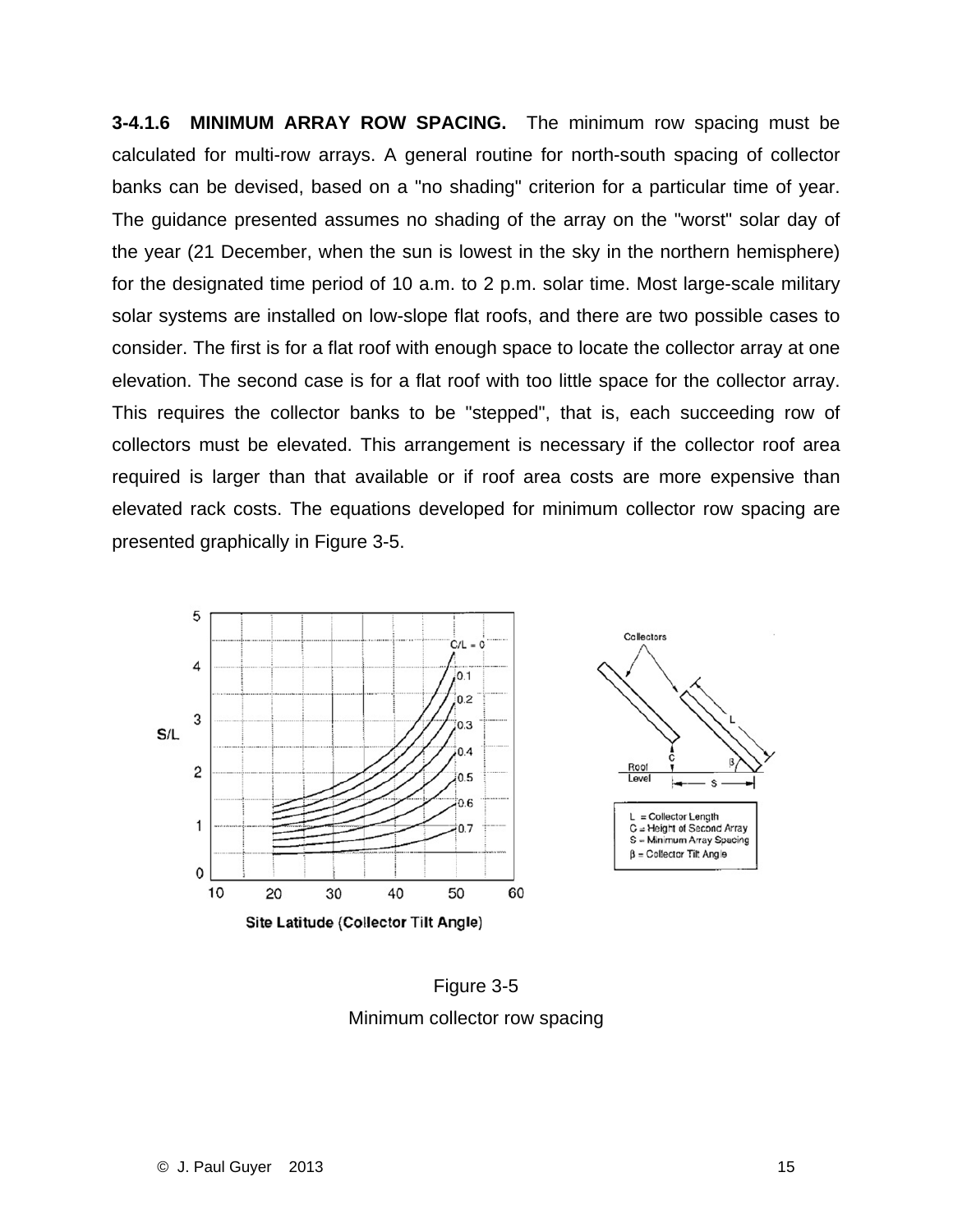**3-4.1.6 MINIMUM ARRAY ROW SPACING.** The minimum row spacing must be calculated for multi-row arrays. A general routine for north-south spacing of collector banks can be devised, based on a "no shading" criterion for a particular time of year. The guidance presented assumes no shading of the array on the "worst" solar day of the year (21 December, when the sun is lowest in the sky in the northern hemisphere) for the designated time period of 10 a.m. to 2 p.m. solar time. Most large-scale military solar systems are installed on low-slope flat roofs, and there are two possible cases to consider. The first is for a flat roof with enough space to locate the collector array at one elevation. The second case is for a flat roof with too little space for the collector array. This requires the collector banks to be "stepped", that is, each succeeding row of collectors must be elevated. This arrangement is necessary if the collector roof area required is larger than that available or if roof area costs are more expensive than elevated rack costs. The equations developed for minimum collector row spacing are presented graphically in Figure 3-5.

Figure 3-5

Minimum collector row spacing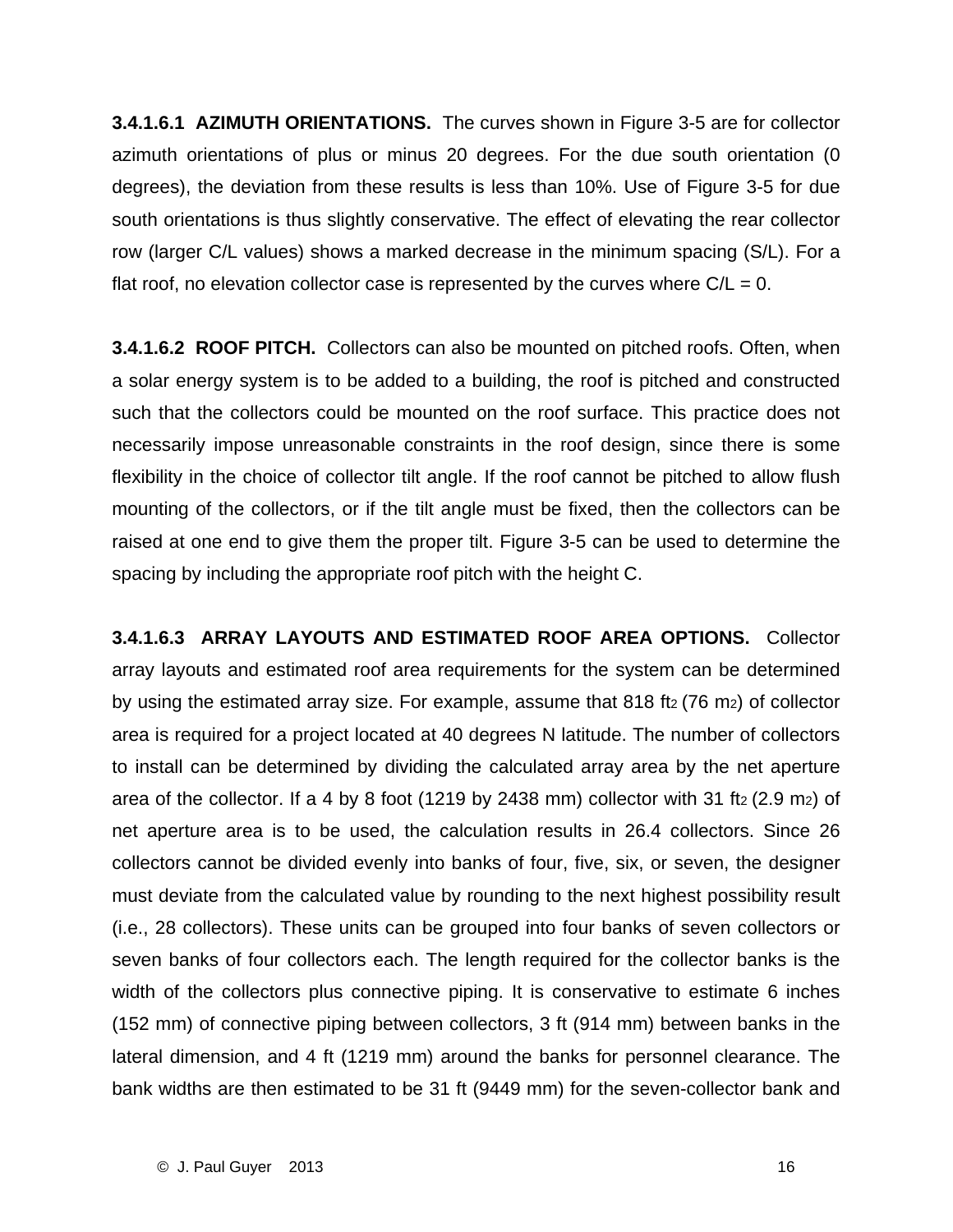**3.4.1.6.1 AZIMUTH ORIENTATIONS.** The curves shown in Figure 3-5 are for collector azimuth orientations of plus or minus 20 degrees. For the due south orientation (0 degrees), the deviation from these results is less than 10%. Use of Figure 3-5 for due south orientations is thus slightly conservative. The effect of elevating the rear collector row (larger C/L values) shows a marked decrease in the minimum spacing (S/L). For a flat roof, no elevation collector case is represented by the curves where C/L = 0.

**3.4.1.6.2 ROOF PITCH.** Collectors can also be mounted on pitched roofs. Often, when a solar energy system is to be added to a building, the roof is pitched and constructed such that the collectors could be mounted on the roof surface. This practice does not necessarily impose unreasonable constraints in the roof design, since there is some flexibility in the choice of collector tilt angle. If the roof cannot be pitched to allow flush mounting of the collectors, or if the tilt angle must be fixed, then the collectors can be raised at one end to give them the proper tilt. Figure 3-5 can be used to determine the spacing by including the appropriate roof pitch with the height C.

**3.4.1.6.3 ARRAY LAYOUTS AND ESTIMATED ROOF AREA OPTIONS.** Collector array layouts and estimated roof area requirements for the system can be determined by using the estimated array size. For example, assume that 818 $ft^2$ (76 $m^2$) of collector area is required for a project located at 40 degrees N latitude. The number of collectors to install can be determined by dividing the calculated array area by the net aperture area of the collector. If a 4 by 8 foot (1219 by 2438 mm) collector with 31 $ft^2$ (2.9 $m^2$) of net aperture area is to be used, the calculation results in 26.4 collectors. Since 26 collectors cannot be divided evenly into banks of four, five, six, or seven, the designer must deviate from the calculated value by rounding to the next highest possibility result (i.e., 28 collectors). These units can be grouped into four banks of seven collectors or seven banks of four collectors each. The length required for the collector banks is the width of the collectors plus connective piping. It is conservative to estimate 6 inches (152 mm) of connective piping between collectors, 3 ft (914 mm) between banks in the lateral dimension, and 4 ft (1219 mm) around the banks for personnel clearance. The bank widths are then estimated to be 31 ft (9449 mm) for the seven-collector bank and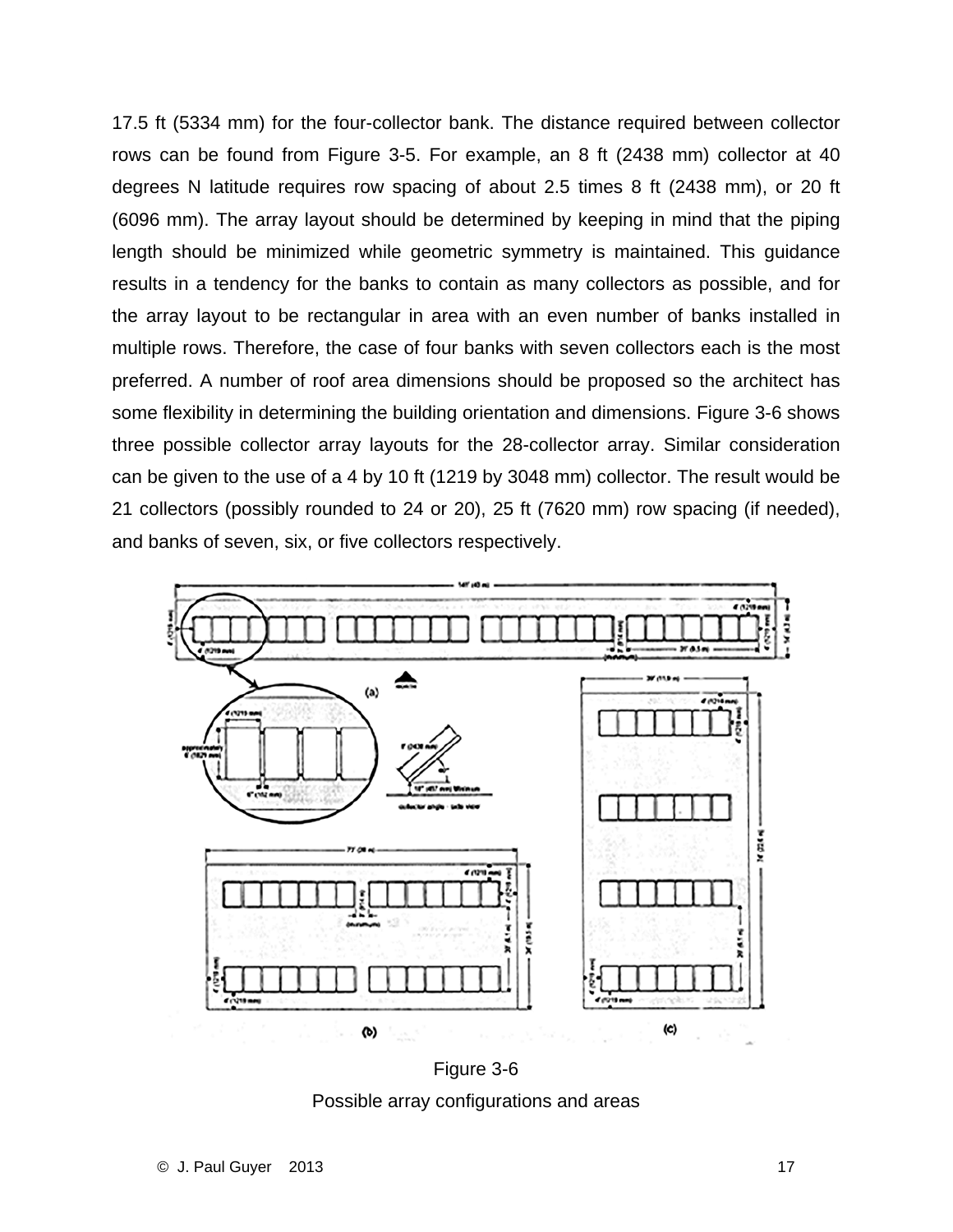17.5 ft (5334 mm) for the four-collector bank. The distance required between collector rows can be found from Figure 3-5. For example, an 8 ft (2438 mm) collector at 40 degrees N latitude requires row spacing of about 2.5 times 8 ft (2438 mm), or 20 ft (6096 mm). The array layout should be determined by keeping in mind that the piping length should be minimized while geometric symmetry is maintained. This guidance results in a tendency for the banks to contain as many collectors as possible, and for the array layout to be rectangular in area with an even number of banks installed in multiple rows. Therefore, the case of four banks with seven collectors each is the most preferred. A number of roof area dimensions should be proposed so the architect has some flexibility in determining the building orientation and dimensions. Figure 3-6 shows three possible collector array layouts for the 28-collector array. Similar consideration can be given to the use of a 4 by 10 ft (1219 by 3048 mm) collector. The result would be 21 collectors (possibly rounded to 24 or 20), 25 ft (7620 mm) row spacing (if needed), and banks of seven, six, or five collectors respectively.

Figure 3-6

Possible array configurations and areas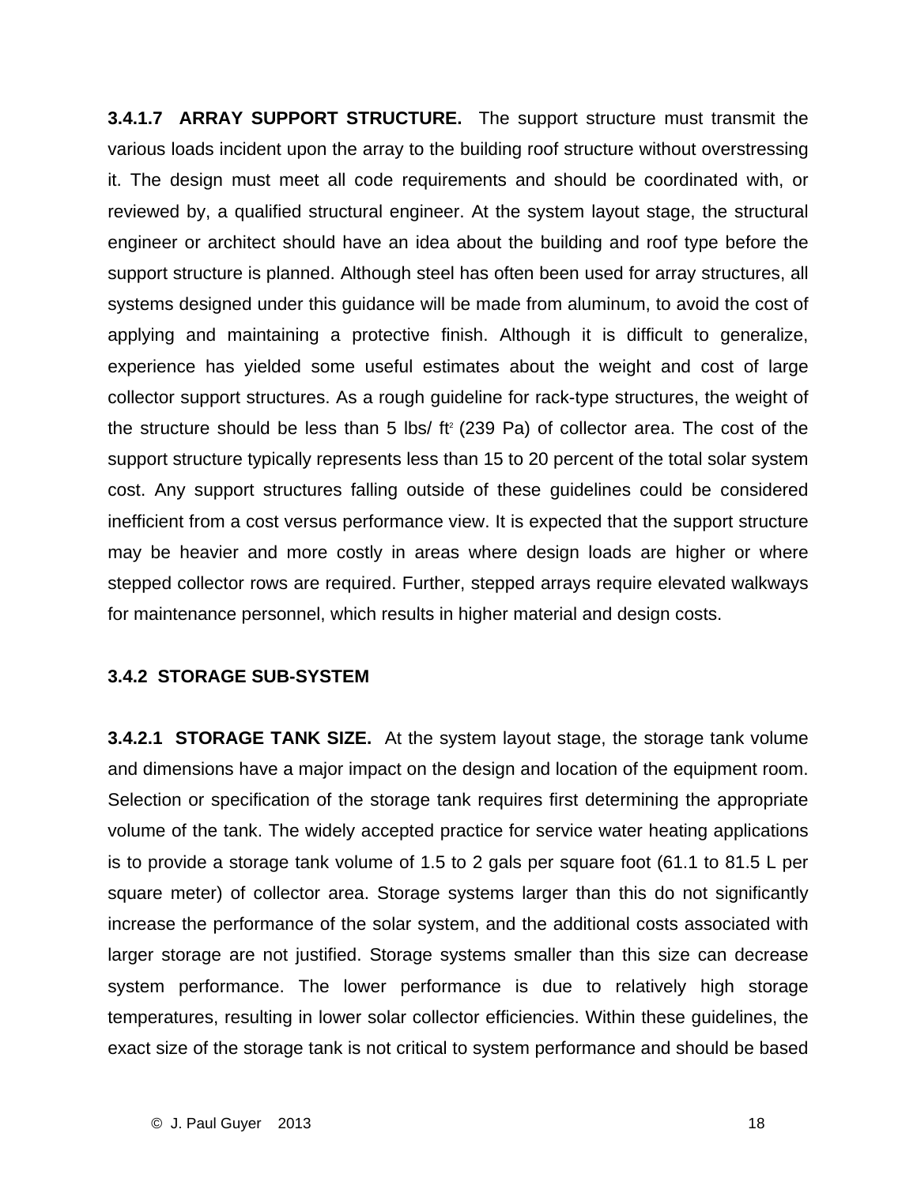**3.4.1.7 ARRAY SUPPORT STRUCTURE.** The support structure must transmit the various loads incident upon the array to the building roof structure without overstressing it. The design must meet all code requirements and should be coordinated with, or reviewed by, a qualified structural engineer. At the system layout stage, the structural engineer or architect should have an idea about the building and roof type before the support structure is planned. Although steel has often been used for array structures, all systems designed under this guidance will be made from aluminum, to avoid the cost of applying and maintaining a protective finish. Although it is difficult to generalize, experience has yielded some useful estimates about the weight and cost of large collector support structures. As a rough guideline for rack-type structures, the weight of the structure should be less than 5 lbs/ $ft^2$ (239 Pa) of collector area. The cost of the support structure typically represents less than 15 to 20 percent of the total solar system cost. Any support structures falling outside of these guidelines could be considered inefficient from a cost versus performance view. It is expected that the support structure may be heavier and more costly in areas where design loads are higher or where stepped collector rows are required. Further, stepped arrays require elevated walkways for maintenance personnel, which results in higher material and design costs.

### 3.4.2 STORAGE SUB-SYSTEM

**3.4.2.1 STORAGE TANK SIZE.** At the system layout stage, the storage tank volume and dimensions have a major impact on the design and location of the equipment room. Selection or specification of the storage tank requires first determining the appropriate volume of the tank. The widely accepted practice for service water heating applications is to provide a storage tank volume of 1.5 to 2 gals per square foot (61.1 to 81.5 L per square meter) of collector area. Storage systems larger than this do not significantly increase the performance of the solar system, and the additional costs associated with larger storage are not justified. Storage systems smaller than this size can decrease system performance. The lower performance is due to relatively high storage temperatures, resulting in lower solar collector efficiencies. Within these guidelines, the exact size of the storage tank is not critical to system performance and should be based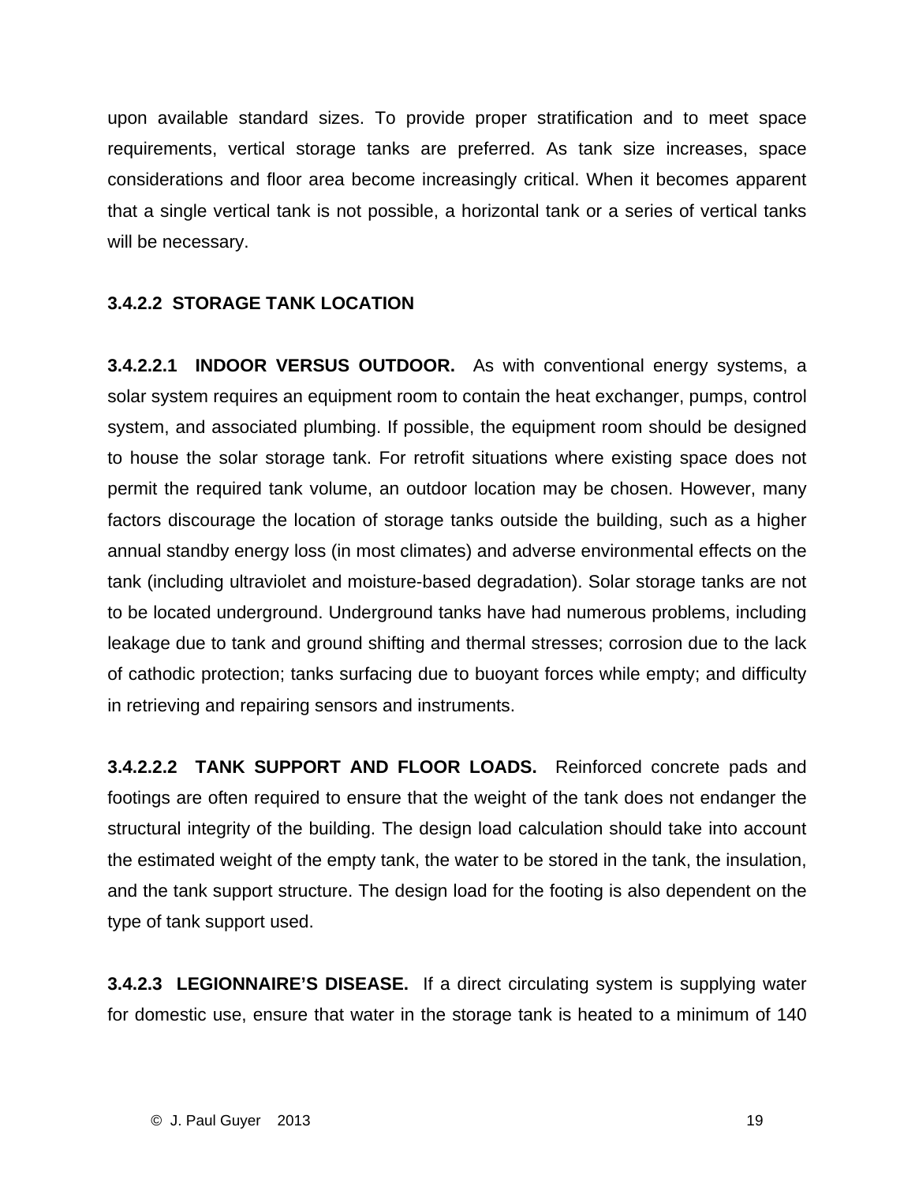upon available standard sizes. To provide proper stratification and to meet space requirements, vertical storage tanks are preferred. As tank size increases, space considerations and floor area become increasingly critical. When it becomes apparent that a single vertical tank is not possible, a horizontal tank or a series of vertical tanks will be necessary.

**3.4.2.2 STORAGE TANK LOCATION**

**3.4.2.2.1 INDOOR VERSUS OUTDOOR.** As with conventional energy systems, a solar system requires an equipment room to contain the heat exchanger, pumps, control system, and associated plumbing. If possible, the equipment room should be designed to house the solar storage tank. For retrofit situations where existing space does not permit the required tank volume, an outdoor location may be chosen. However, many factors discourage the location of storage tanks outside the building, such as a higher annual standby energy loss (in most climates) and adverse environmental effects on the tank (including ultraviolet and moisture-based degradation). Solar storage tanks are not to be located underground. Underground tanks have had numerous problems, including leakage due to tank and ground shifting and thermal stresses; corrosion due to the lack of cathodic protection; tanks surfacing due to buoyant forces while empty; and difficulty in retrieving and repairing sensors and instruments.

**3.4.2.2.2 TANK SUPPORT AND FLOOR LOADS.** Reinforced concrete pads and footings are often required to ensure that the weight of the tank does not endanger the structural integrity of the building. The design load calculation should take into account the estimated weight of the empty tank, the water to be stored in the tank, the insulation, and the tank support structure. The design load for the footing is also dependent on the type of tank support used.

**3.4.2.3 LEGIONNAIRE'S DISEASE.** If a direct circulating system is supplying water for domestic use, ensure that water in the storage tank is heated to a minimum of 140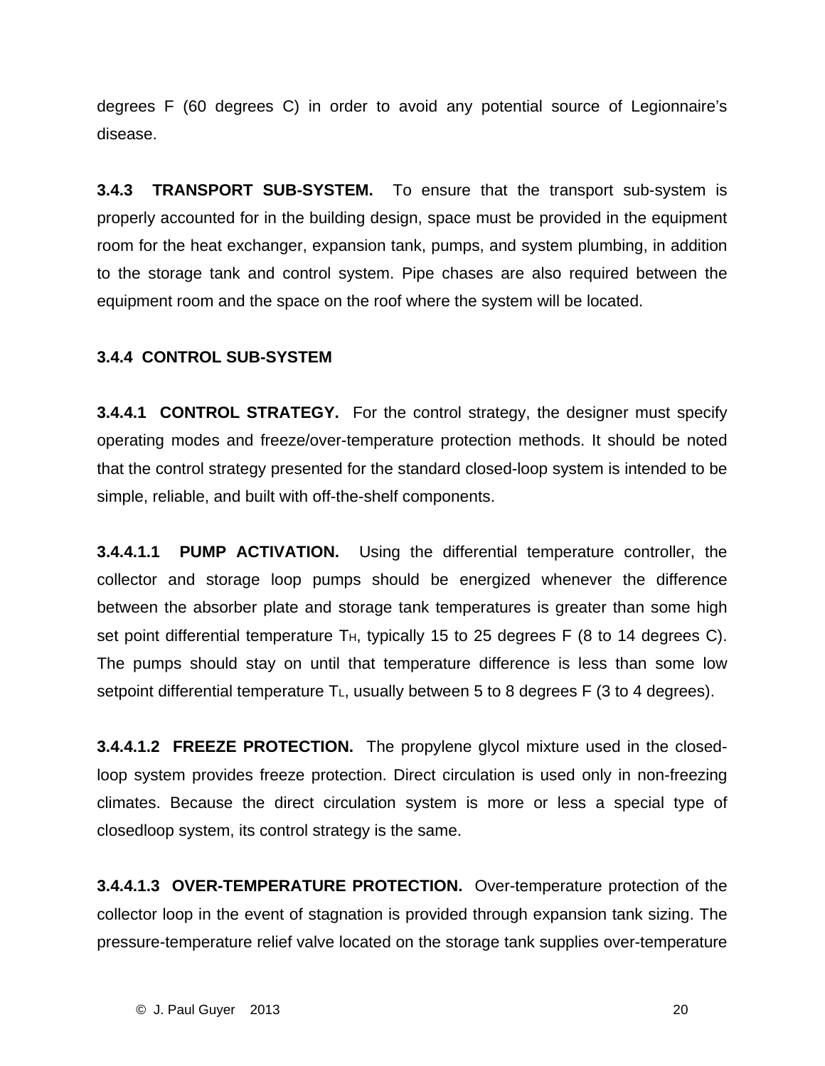degrees F (60 degrees C) in order to avoid any potential source of Legionnaire's disease.

**3.4.3 TRANSPORT SUB-SYSTEM.** To ensure that the transport sub-system is properly accounted for in the building design, space must be provided in the equipment room for the heat exchanger, expansion tank, pumps, and system plumbing, in addition to the storage tank and control system. Pipe chases are also required between the equipment room and the space on the roof where the system will be located.

**3.4.4 CONTROL SUB-SYSTEM**

**3.4.4.1 CONTROL STRATEGY.** For the control strategy, the designer must specify operating modes and freeze/over-temperature protection methods. It should be noted that the control strategy presented for the standard closed-loop system is intended to be simple, reliable, and built with off-the-shelf components.

**3.4.4.1.1 PUMP ACTIVATION.** Using the differential temperature controller, the collector and storage loop pumps should be energized whenever the difference between the absorber plate and storage tank temperatures is greater than some high set point differential temperature $T_H$, typically 15 to 25 degrees F (8 to 14 degrees C). The pumps should stay on until that temperature difference is less than some low setpoint differential temperature $T_L$, usually between 5 to 8 degrees F (3 to 4 degrees).

**3.4.4.1.2 FREEZE PROTECTION.** The propylene glycol mixture used in the closed-loop system provides freeze protection. Direct circulation is used only in non-freezing climates. Because the direct circulation system is more or less a special type of closedloop system, its control strategy is the same.

**3.4.4.1.3 OVER-TEMPERATURE PROTECTION.** Over-temperature protection of the collector loop in the event of stagnation is provided through expansion tank sizing. The pressure-temperature relief valve located on the storage tank supplies over-temperature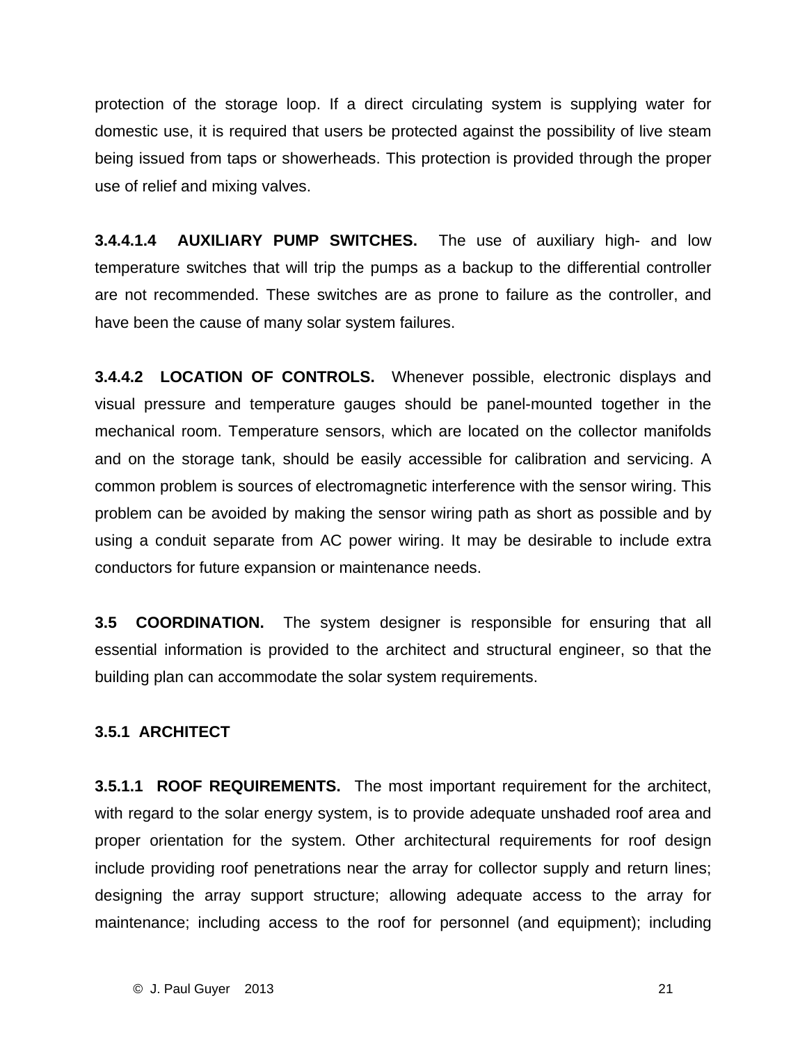protection of the storage loop. If a direct circulating system is supplying water for domestic use, it is required that users be protected against the possibility of live steam being issued from taps or showerheads. This protection is provided through the proper use of relief and mixing valves.

**3.4.4.1.4 AUXILIARY PUMP SWITCHES.** The use of auxiliary high- and low temperature switches that will trip the pumps as a backup to the differential controller are not recommended. These switches are as prone to failure as the controller, and have been the cause of many solar system failures.

**3.4.4.2 LOCATION OF CONTROLS.** Whenever possible, electronic displays and visual pressure and temperature gauges should be panel-mounted together in the mechanical room. Temperature sensors, which are located on the collector manifolds and on the storage tank, should be easily accessible for calibration and servicing. A common problem is sources of electromagnetic interference with the sensor wiring. This problem can be avoided by making the sensor wiring path as short as possible and by using a conduit separate from AC power wiring. It may be desirable to include extra conductors for future expansion or maintenance needs.

**3.5 COORDINATION.** The system designer is responsible for ensuring that all essential information is provided to the architect and structural engineer, so that the building plan can accommodate the solar system requirements.

**3.5.1 ARCHITECT**

**3.5.1.1 ROOF REQUIREMENTS.** The most important requirement for the architect, with regard to the solar energy system, is to provide adequate unshaded roof area and proper orientation for the system. Other architectural requirements for roof design include providing roof penetrations near the array for collector supply and return lines; designing the array support structure; allowing adequate access to the array for maintenance; including access to the roof for personnel (and equipment); including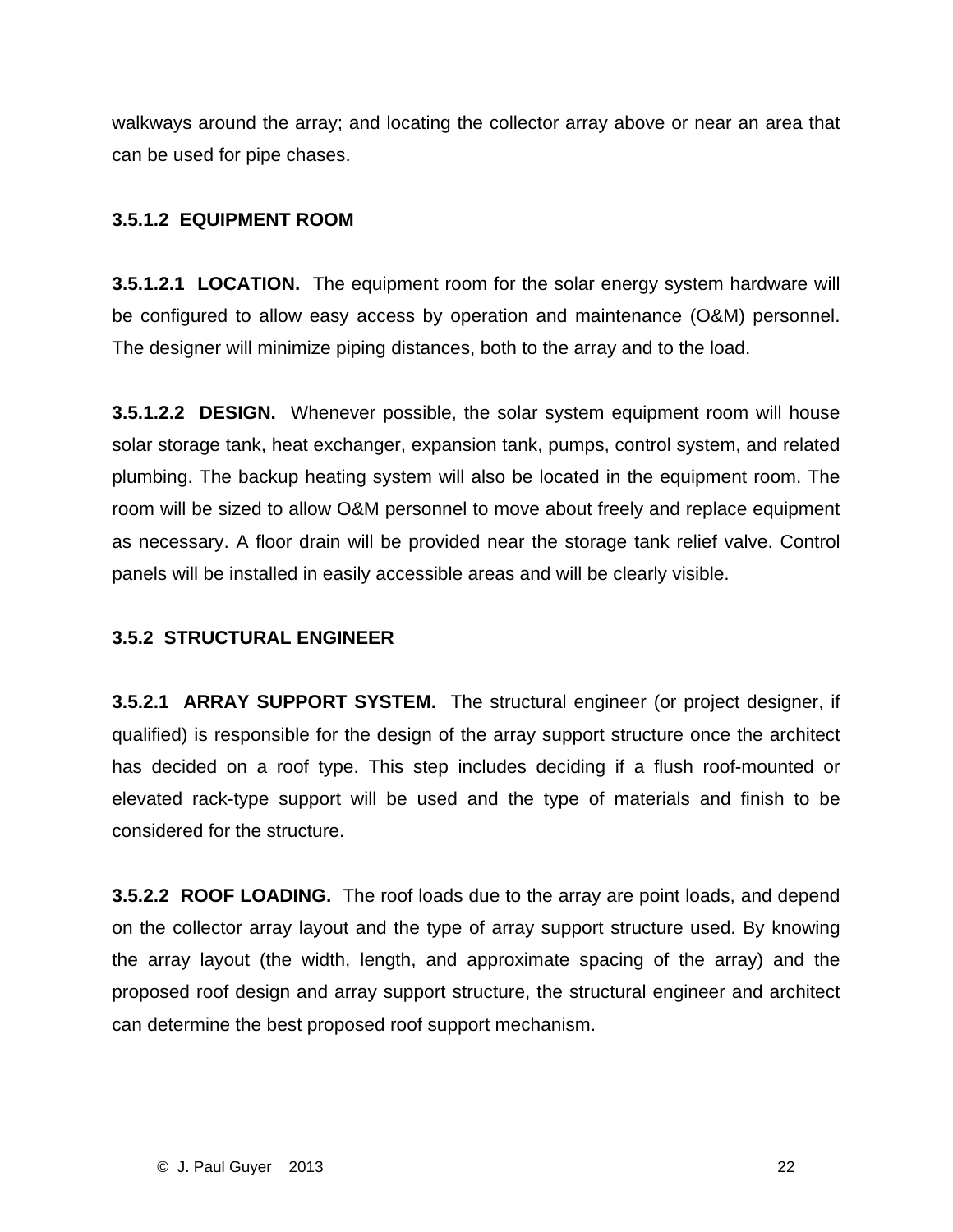walkways around the array; and locating the collector array above or near an area that can be used for pipe chases.

### 3.5.1.2 EQUIPMENT ROOM

**3.5.1.2.1 LOCATION.** The equipment room for the solar energy system hardware will be configured to allow easy access by operation and maintenance (O&M) personnel. The designer will minimize piping distances, both to the array and to the load.

**3.5.1.2.2 DESIGN.** Whenever possible, the solar system equipment room will house solar storage tank, heat exchanger, expansion tank, pumps, control system, and related plumbing. The backup heating system will also be located in the equipment room. The room will be sized to allow O&M personnel to move about freely and replace equipment as necessary. A floor drain will be provided near the storage tank relief valve. Control panels will be installed in easily accessible areas and will be clearly visible.

### 3.5.2 STRUCTURAL ENGINEER

**3.5.2.1 ARRAY SUPPORT SYSTEM.** The structural engineer (or project designer, if qualified) is responsible for the design of the array support structure once the architect has decided on a roof type. This step includes deciding if a flush roof-mounted or elevated rack-type support will be used and the type of materials and finish to be considered for the structure.

**3.5.2.2 ROOF LOADING.** The roof loads due to the array are point loads, and depend on the collector array layout and the type of array support structure used. By knowing the array layout (the width, length, and approximate spacing of the array) and the proposed roof design and array support structure, the structural engineer and architect can determine the best proposed roof support mechanism.